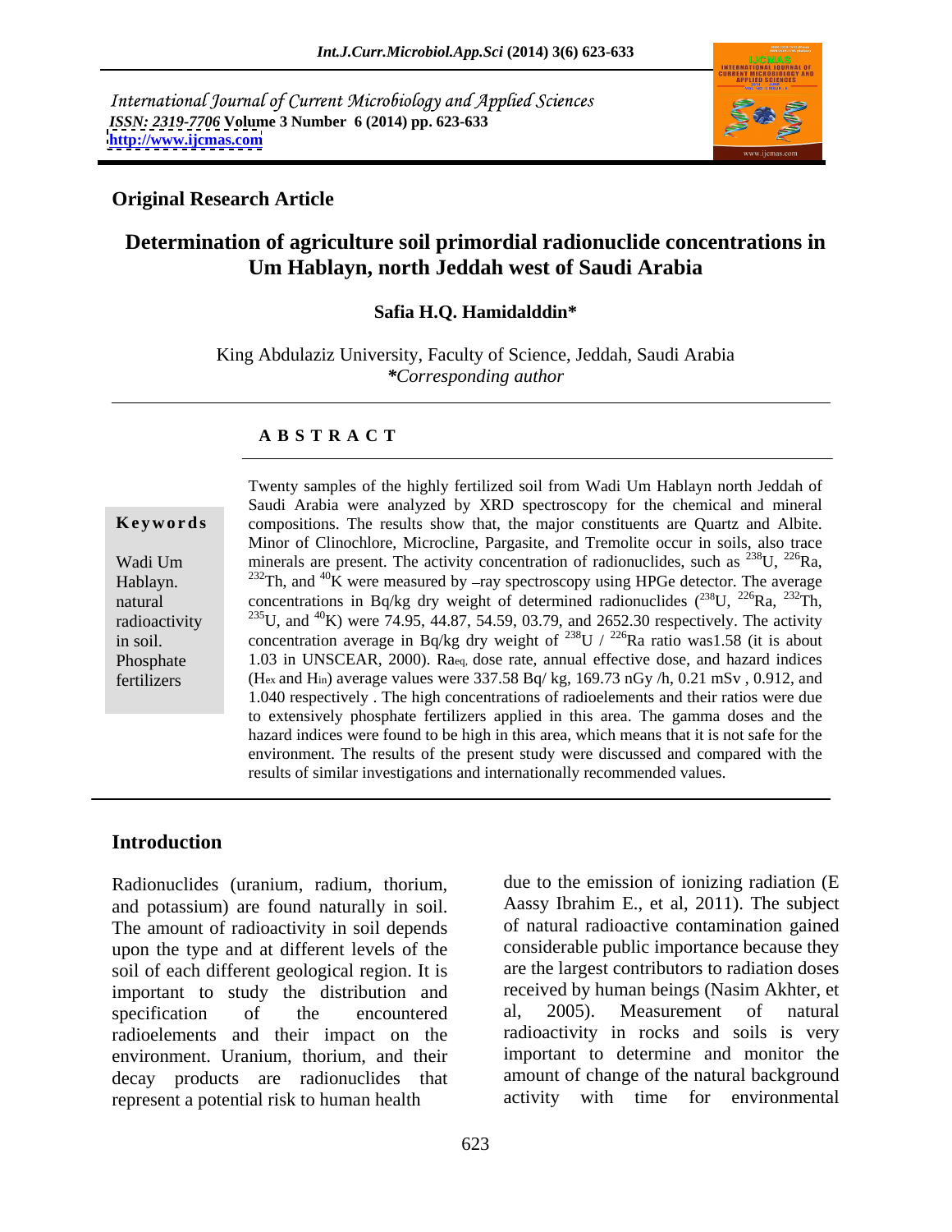International Journal of Current Microbiology and Applied Sciences
*ISSN: 2319-7706* **Volume 3 Number 6 (2014) pp. 623-633**
**http://www.ijcmas.com**

**Original Research Article**

# Determination of agriculture soil primordial radionuclide concentrations in Um Hablayn, north Jeddah west of Saudi Arabia

**Safia H.Q. Hamidalddin***

King Abdulaziz University, Faculty of Science, Jeddah, Saudi Arabia
***Corresponding author**

## ABSTRACT

**Keywords**

Wadi Um Hablayn. natural radioactivity in soil. Phosphate fertilizers

Twenty samples of the highly fertilized soil from Wadi Um Hablayn north Jeddah of Saudi Arabia were analyzed by XRD spectroscopy for the chemical and mineral compositions. The results show that, the major constituents are Quartz and Albite. Minor of Clinochlore, Microcline, Pargasite, and Tremolite occur in soils, also trace minerals are present. The activity concentration of radionuclides, such as $^{238}$U, $^{226}$Ra, $^{232}$Th, and $^{40}$K were measured by –ray spectroscopy using HPGe detector. The average concentrations in Bq/kg dry weight of determined radionuclides ($^{238}$U, $^{226}$Ra, $^{232}$Th, $^{235}$U, and $^{40}$K) were 74.95, 44.87, 54.59, 03.79, and 2652.30 respectively. The activity concentration average in Bq/kg dry weight of $^{238}$U / $^{226}$Ra ratio was1.58 (it is about 1.03 in UNSCEAR, 2000). $Ra_{eq}$, dose rate, annual effective dose, and hazard indices ($H_{ex}$ and $H_{in}$) average values were 337.58 Bq/ kg, 169.73 nGy /h, 0.21 mSv , 0.912, and 1.040 respectively . The high concentrations of radioelements and their ratios were due to extensively phosphate fertilizers applied in this area. The gamma doses and the hazard indices were found to be high in this area, which means that it is not safe for the environment. The results of the present study were discussed and compared with the results of similar investigations and internationally recommended values.

## Introduction

Radionuclides (uranium, radium, thorium, and potassium) are found naturally in soil. The amount of radioactivity in soil depends upon the type and at different levels of the soil of each different geological region. It is important to study the distribution and specification of the encountered radioelements and their impact on the environment. Uranium, thorium, and their decay products are radionuclides that represent a potential risk to human health due to the emission of ionizing radiation (E Aassy Ibrahim E., et al, 2011). The subject of natural radioactive contamination gained considerable public importance because they are the largest contributors to radiation doses received by human beings (Nasim Akhter, et al, 2005). Measurement of natural radioactivity in rocks and soils is very important to determine and monitor the amount of change of the natural background activity with time for environmental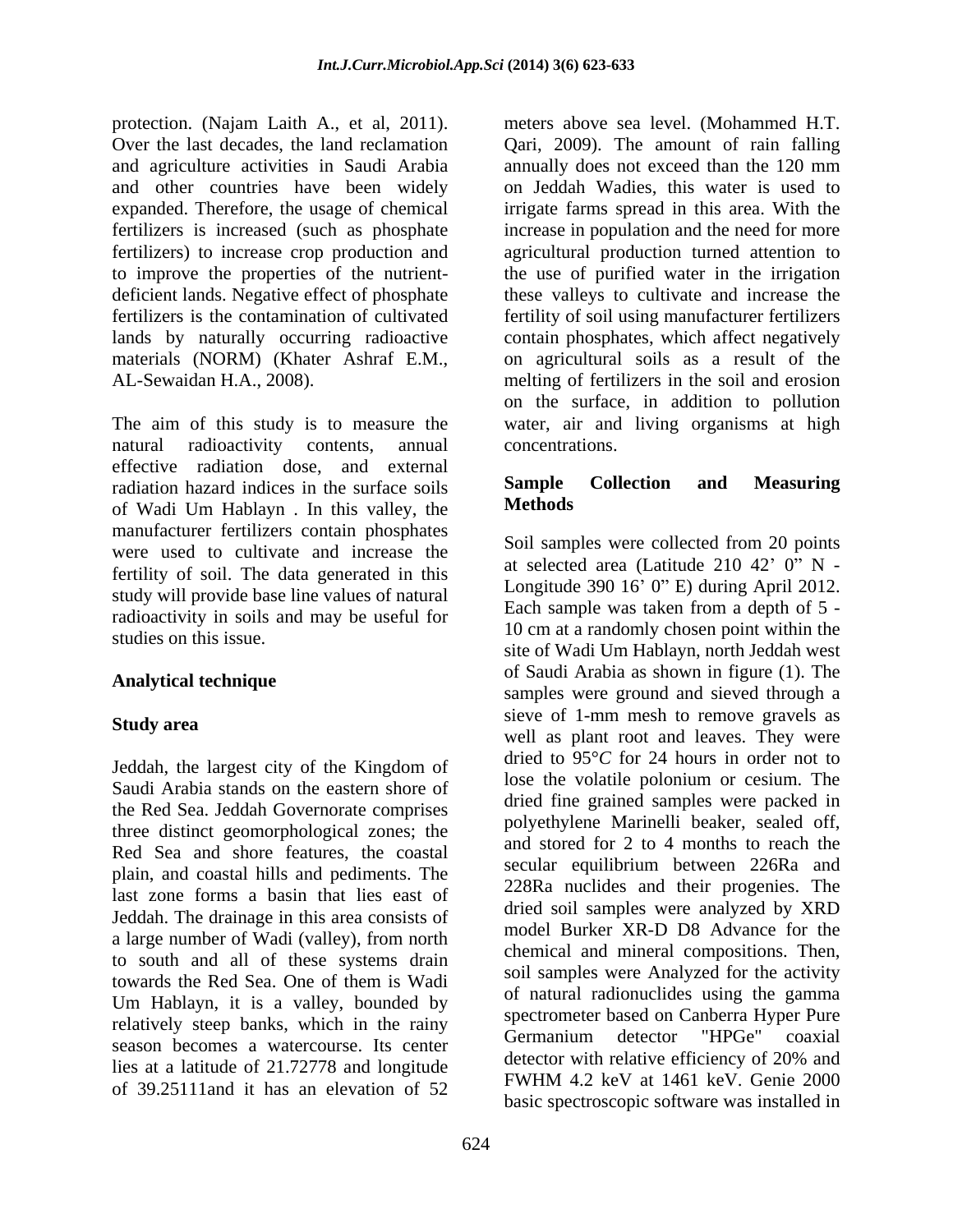protection. (Najam Laith A., et al, 2011). Over the last decades, the land reclamation and agriculture activities in Saudi Arabia and other countries have been widely expanded. Therefore, the usage of chemical fertilizers is increased (such as phosphate fertilizers) to increase crop production and to improve the properties of the nutrient-deficient lands. Negative effect of phosphate fertilizers is the contamination of cultivated lands by naturally occurring radioactive materials (NORM) (Khater Ashraf E.M., AL-Sewaidan H.A., 2008).

The aim of this study is to measure the natural radioactivity contents, annual effective radiation dose, and external radiation hazard indices in the surface soils of Wadi Um Hablayn . In this valley, the manufacturer fertilizers contain phosphates were used to cultivate and increase the fertility of soil. The data generated in this study will provide base line values of natural radioactivity in soils and may be useful for studies on this issue.

## Analytical technique

### Study area

Jeddah, the largest city of the Kingdom of Saudi Arabia stands on the eastern shore of the Red Sea. Jeddah Governorate comprises three distinct geomorphological zones; the Red Sea and shore features, the coastal plain, and coastal hills and pediments. The last zone forms a basin that lies east of Jeddah. The drainage in this area consists of a large number of Wadi (valley), from north to south and all of these systems drain towards the Red Sea. One of them is Wadi Um Hablayn, it is a valley, bounded by relatively steep banks, which in the rainy season becomes a watercourse. Its center lies at a latitude of 21.72778 and longitude of 39.25111and it has an elevation of 52 meters above sea level. (Mohammed H.T. Qari, 2009). The amount of rain falling annually does not exceed than the 120 mm on Jeddah Wadies, this water is used to irrigate farms spread in this area. With the increase in population and the need for more agricultural production turned attention to the use of purified water in the irrigation these valleys to cultivate and increase the fertility of soil using manufacturer fertilizers contain phosphates, which affect negatively on agricultural soils as a result of the melting of fertilizers in the soil and erosion on the surface, in addition to pollution water, air and living organisms at high concentrations.

### Sample Collection and Measuring Methods

Soil samples were collected from 20 points at selected area (Latitude 210 42' 0" N - Longitude 390 16' 0" E) during April 2012. Each sample was taken from a depth of 5 - 10 cm at a randomly chosen point within the site of Wadi Um Hablayn, north Jeddah west of Saudi Arabia as shown in figure (1). The samples were ground and sieved through a sieve of 1-mm mesh to remove gravels as well as plant root and leaves. They were dried to 95°*C* for 24 hours in order not to lose the volatile polonium or cesium. The dried fine grained samples were packed in polyethylene Marinelli beaker, sealed off, and stored for 2 to 4 months to reach the secular equilibrium between 226Ra and 228Ra nuclides and their progenies. The dried soil samples were analyzed by XRD model Burker XR-D D8 Advance for the chemical and mineral compositions. Then, soil samples were Analyzed for the activity of natural radionuclides using the gamma spectrometer based on Canberra Hyper Pure Germanium detector "HPGe" coaxial detector with relative efficiency of 20% and FWHM 4.2 keV at 1461 keV. Genie 2000 basic spectroscopic software was installed in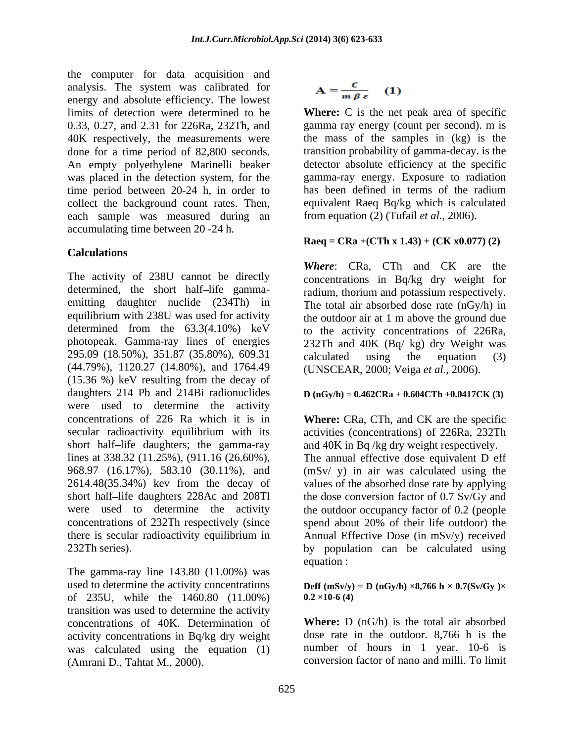the computer for data acquisition and analysis. The system was calibrated for energy and absolute efficiency. The lowest limits of detection were determined to be 0.33, 0.27, and 2.31 for 226Ra, 232Th, and 40K respectively, the measurements were done for a time period of 82,800 seconds. An empty polyethylene Marinelli beaker was placed in the detection system, for the time period between 20-24 h, in order to collect the background count rates. Then, each sample was measured during an accumulating time between 20 -24 h.

## Calculations

The activity of 238U cannot be directly determined, the short half–life gamma-emitting daughter nuclide (234Th) in equilibrium with 238U was used for activity determined from the 63.3(4.10%) keV photopeak. Gamma-ray lines of energies 295.09 (18.50%), 351.87 (35.80%), 609.31 (44.79%), 1120.27 (14.80%), and 1764.49 (15.36 %) keV resulting from the decay of daughters 214 Pb and 214Bi radionuclides were used to determine the activity concentrations of 226 Ra which it is in secular radioactivity equilibrium with its short half–life daughters; the gamma-ray lines at 338.32 (11.25%), (911.16 (26.60%), 968.97 (16.17%), 583.10 (30.11%), and 2614.48(35.34%) kev from the decay of short half–life daughters 228Ac and 208Tl were used to determine the activity concentrations of 232Th respectively (since there is secular radioactivity equilibrium in 232Th series).

The gamma-ray line 143.80 (11.00%) was used to determine the activity concentrations of 235U, while the 1460.80 (11.00%) transition was used to determine the activity concentrations of 40K. Determination of activity concentrations in Bq/kg dry weight was calculated using the equation (1) (Amrani D., Tahtat M., 2000).

$$A = \frac{C}{m \beta \varepsilon} \quad (1)$$

**Where:** C is the net peak area of specific gamma ray energy (count per second). m is the mass of the samples in (kg) is the transition probability of gamma-decay. is the detector absolute efficiency at the specific gamma-ray energy. Exposure to radiation has been defined in terms of the radium equivalent Raeq Bq/kg which is calculated from equation (2) (Tufail *et al.,* 2006).

$$Ra_{eq} = C_{Ra} + (C_{Th} \times 1.43) + (C_K \times 0.077) \quad (2)$$

***Where***: CRa, CTh and CK are the concentrations in Bq/kg dry weight for radium, thorium and potassium respectively. The total air absorbed dose rate (nGy/h) in the outdoor air at 1 m above the ground due to the activity concentrations of 226Ra, 232Th and 40K (Bq/ kg) dry Weight was calculated using the equation (3) (UNSCEAR, 2000; Veiga *et al.,* 2006).

$$D\ (nGy/h) = 0.462C_{Ra} + 0.604C_{Th} + 0.0417C_K \quad (3)$$

**Where:** CRa, CTh, and CK are the specific activities (concentrations) of 226Ra, 232Th and 40K in Bq /kg dry weight respectively. The annual effective dose equivalent D eff (mSv/ y) in air was calculated using the values of the absorbed dose rate by applying the dose conversion factor of 0.7 Sv/Gy and the outdoor occupancy factor of 0.2 (people spend about 20% of their life outdoor) the Annual Effective Dose (in mSv/y) received by population can be calculated using equation :

$$D_{eff}\ (mSv/y) = D\ (nGy/h) \times 8{,}766\ h \times 0.7 (Sv/Gy) \times 0.2 \times 10^{-6} \quad (4)$$

**Where:** D (nG/h) is the total air absorbed dose rate in the outdoor. 8,766 h is the number of hours in 1 year. 10-6 is conversion factor of nano and milli. To limit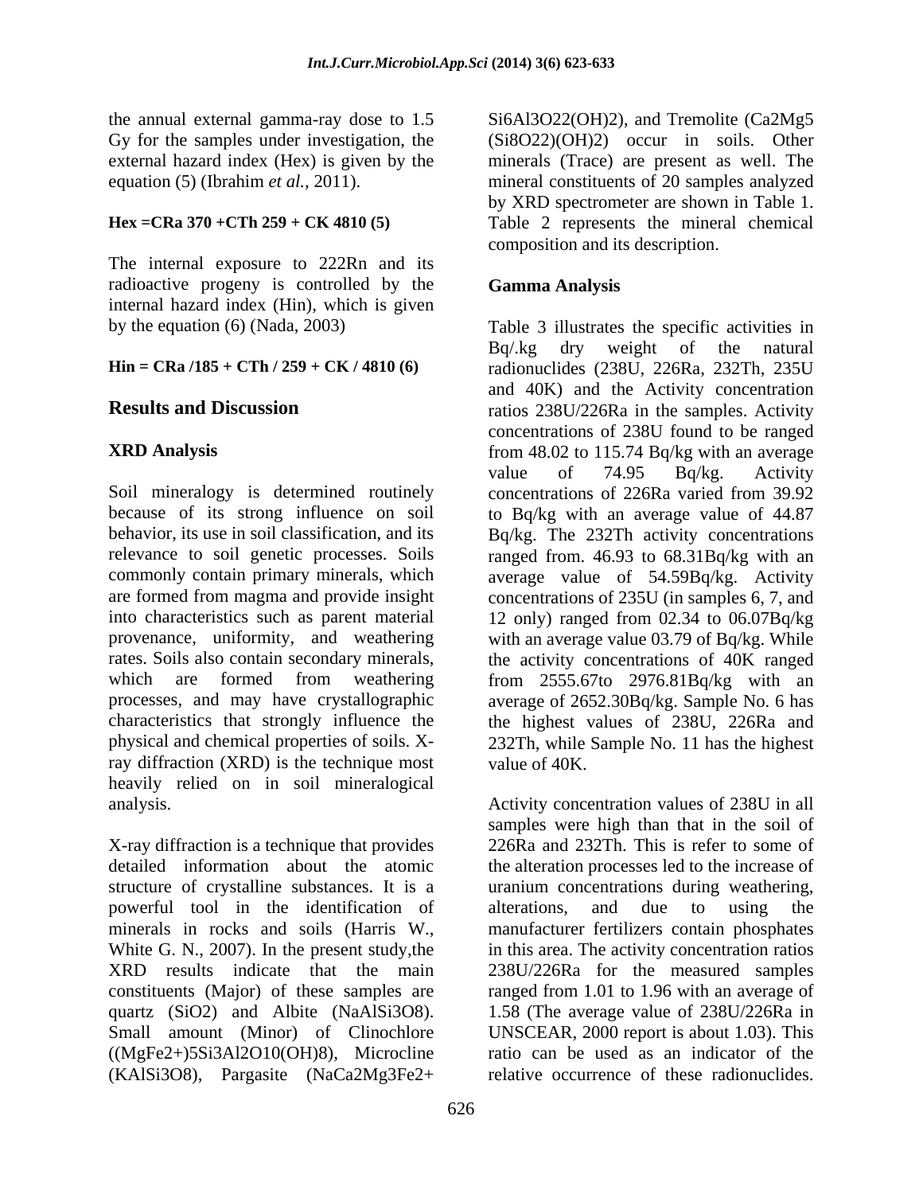the annual external gamma-ray dose to 1.5 Gy for the samples under investigation, the external hazard index (Hex) is given by the equation (5) (Ibrahim *et al.*, 2011).

**Hex =CRa 370 +CTh 259 + CK 4810 (5)**

The internal exposure to 222Rn and its radioactive progeny is controlled by the internal hazard index (Hin), which is given by the equation (6) (Nada, 2003)

**Hin = CRa /185 + CTh / 259 + CK / 4810 (6)**

## Results and Discussion

### XRD Analysis

Soil mineralogy is determined routinely because of its strong influence on soil behavior, its use in soil classification, and its relevance to soil genetic processes. Soils commonly contain primary minerals, which are formed from magma and provide insight into characteristics such as parent material provenance, uniformity, and weathering rates. Soils also contain secondary minerals, which are formed from weathering processes, and may have crystallographic characteristics that strongly influence the physical and chemical properties of soils. X-ray diffraction (XRD) is the technique most heavily relied on in soil mineralogical analysis.

X-ray diffraction is a technique that provides detailed information about the atomic structure of crystalline substances. It is a powerful tool in the identification of minerals in rocks and soils (Harris W., White G. N., 2007). In the present study,the XRD results indicate that the main constituents (Major) of these samples are quartz ($SiO_2$) and Albite ($NaAlSi_3O_8$). Small amount (Minor) of Clinochlore ($(MgFe^{2+})_5Si_3Al_2O_{10}(OH)_8$), Microcline ($KAlSi_3O_8$), Pargasite ($NaCa_2Mg_3Fe^{2+}Si_6Al_3O_{22}(OH)_2$), and Tremolite ($Ca_2Mg_5(Si_8O_{22})(OH)_2$) occur in soils. Other minerals (Trace) are present as well. The mineral constituents of 20 samples analyzed by XRD spectrometer are shown in Table 1. Table 2 represents the mineral chemical composition and its description.

### Gamma Analysis

Table 3 illustrates the specific activities in Bq/.kg dry weight of the natural radionuclides (238U, 226Ra, 232Th, 235U and 40K) and the Activity concentration ratios 238U/226Ra in the samples. Activity concentrations of 238U found to be ranged from 48.02 to 115.74 Bq/kg with an average value of 74.95 Bq/kg. Activity concentrations of 226Ra varied from 39.92 to Bq/kg with an average value of 44.87 Bq/kg. The 232Th activity concentrations ranged from. 46.93 to 68.31Bq/kg with an average value of 54.59Bq/kg. Activity concentrations of 235U (in samples 6, 7, and 12 only) ranged from 02.34 to 06.07Bq/kg with an average value 03.79 of Bq/kg. While the activity concentrations of 40K ranged from 2555.67to 2976.81Bq/kg with an average of 2652.30Bq/kg. Sample No. 6 has the highest values of 238U, 226Ra and 232Th, while Sample No. 11 has the highest value of 40K.

Activity concentration values of 238U in all samples were high than that in the soil of 226Ra and 232Th. This is refer to some of the alteration processes led to the increase of uranium concentrations during weathering, alterations, and due to using the manufacturer fertilizers contain phosphates in this area. The activity concentration ratios 238U/226Ra for the measured samples ranged from 1.01 to 1.96 with an average of 1.58 (The average value of 238U/226Ra in UNSCEAR, 2000 report is about 1.03). This ratio can be used as an indicator of the relative occurrence of these radionuclides.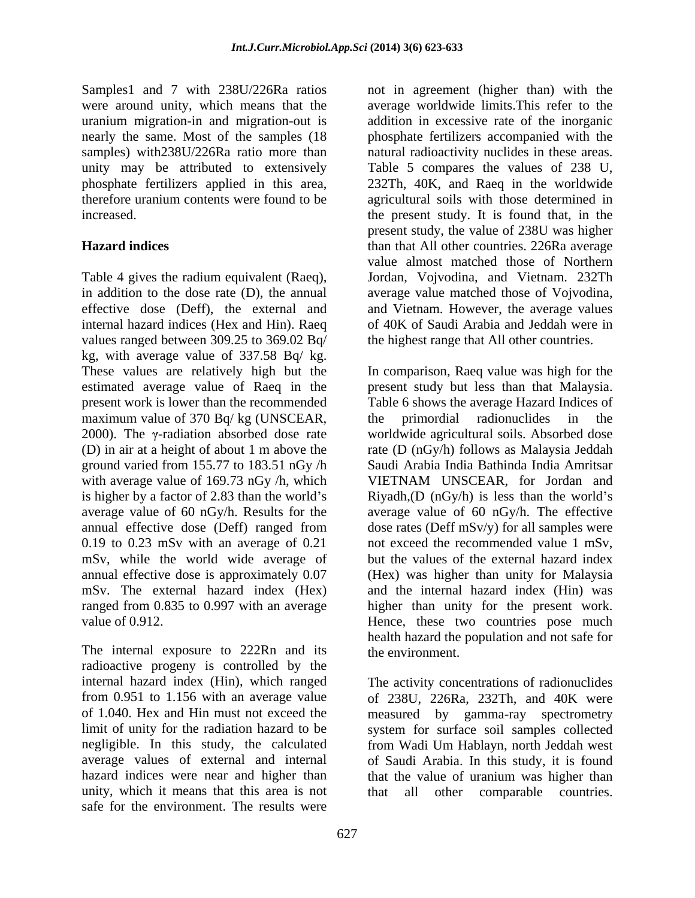Samples1 and 7 with 238U/226Ra ratios were around unity, which means that the uranium migration-in and migration-out is nearly the same. Most of the samples (18 samples) with238U/226Ra ratio more than unity may be attributed to extensively phosphate fertilizers applied in this area, therefore uranium contents were found to be increased.

**Hazard indices**

Table 4 gives the radium equivalent (Raeq), in addition to the dose rate (D), the annual effective dose (Deff), the external and internal hazard indices (Hex and Hin). Raeq values ranged between 309.25 to 369.02 Bq/ kg, with average value of 337.58 Bq/ kg. These values are relatively high but the estimated average value of Raeq in the present work is lower than the recommended maximum value of 370 Bq/ kg (UNSCEAR, 2000). The γ-radiation absorbed dose rate (D) in air at a height of about 1 m above the ground varied from 155.77 to 183.51 nGy /h with average value of 169.73 nGy /h, which is higher by a factor of 2.83 than the world's average value of 60 nGy/h. Results for the annual effective dose (Deff) ranged from 0.19 to 0.23 mSv with an average of 0.21 mSv, while the world wide average of annual effective dose is approximately 0.07 mSv. The external hazard index (Hex) ranged from 0.835 to 0.997 with an average value of 0.912.

The internal exposure to 222Rn and its radioactive progeny is controlled by the internal hazard index (Hin), which ranged from 0.951 to 1.156 with an average value of 1.040. Hex and Hin must not exceed the limit of unity for the radiation hazard to be negligible. In this study, the calculated average values of external and internal hazard indices were near and higher than unity, which it means that this area is not safe for the environment. The results were not in agreement (higher than) with the average worldwide limits.This refer to the addition in excessive rate of the inorganic phosphate fertilizers accompanied with the natural radioactivity nuclides in these areas. Table 5 compares the values of 238 U, 232Th, 40K, and Raeq in the worldwide agricultural soils with those determined in the present study. It is found that, in the present study, the value of 238U was higher than that All other countries. 226Ra average value almost matched those of Northern Jordan, Vojvodina, and Vietnam. 232Th average value matched those of Vojvodina, and Vietnam. However, the average values of 40K of Saudi Arabia and Jeddah were in the highest range that All other countries.

In comparison, Raeq value was high for the present study but less than that Malaysia. Table 6 shows the average Hazard Indices of the primordial radionuclides in the worldwide agricultural soils. Absorbed dose rate (D (nGy/h) follows as Malaysia Jeddah Saudi Arabia India Bathinda India Amritsar VIETNAM UNSCEAR, for Jordan and Riyadh,(D (nGy/h) is less than the world's average value of 60 nGy/h. The effective dose rates (Deff mSv/y) for all samples were not exceed the recommended value 1 mSv, but the values of the external hazard index (Hex) was higher than unity for Malaysia and the internal hazard index (Hin) was higher than unity for the present work. Hence, these two countries pose much health hazard the population and not safe for the environment.

The activity concentrations of radionuclides of 238U, 226Ra, 232Th, and 40K were measured by gamma-ray spectrometry system for surface soil samples collected from Wadi Um Hablayn, north Jeddah west of Saudi Arabia. In this study, it is found that the value of uranium was higher than that all other comparable countries.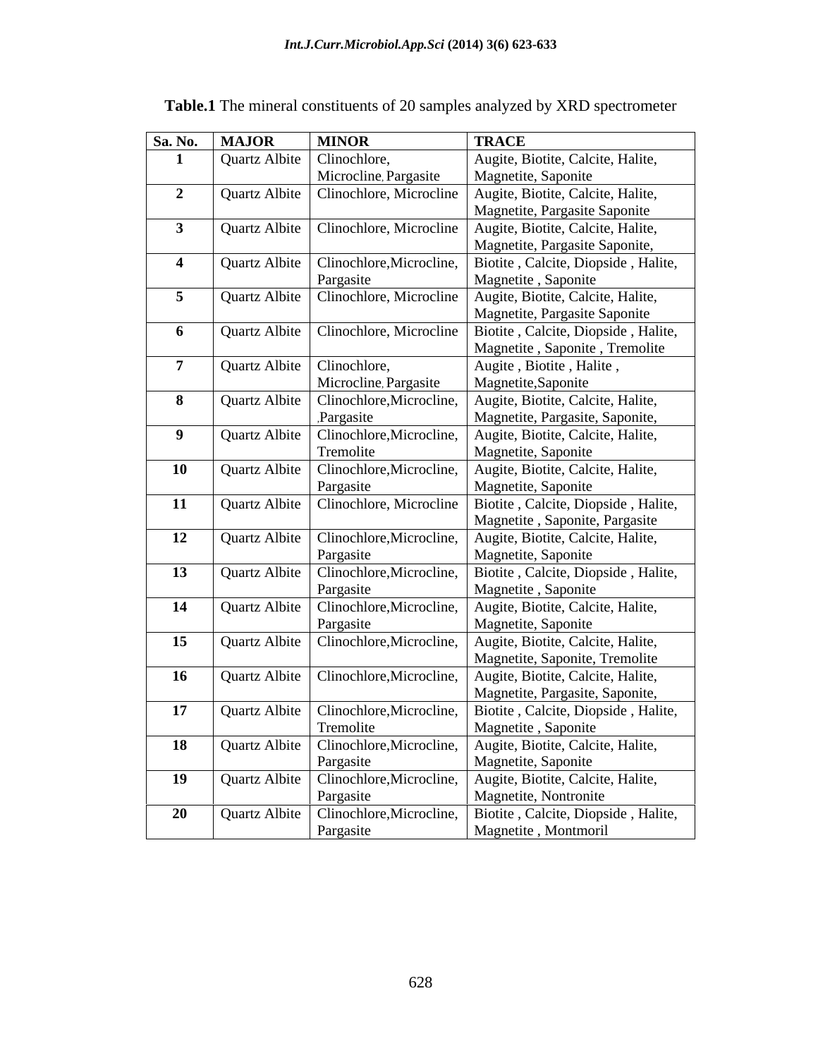**Table.1** The mineral constituents of 20 samples analyzed by XRD spectrometer

| Sa. No. | MAJOR | MINOR | TRACE |
|---|---|---|---|
| **1** | Quartz Albite | Clinochlore, Microcline, Pargasite | Augite, Biotite, Calcite, Halite, Magnetite, Saponite |
| **2** | Quartz Albite | Clinochlore, Microcline | Augite, Biotite, Calcite, Halite, Magnetite, Pargasite Saponite |
| **3** | Quartz Albite | Clinochlore, Microcline | Augite, Biotite, Calcite, Halite, Magnetite, Pargasite Saponite, |
| **4** | Quartz Albite | Clinochlore,Microcline, Pargasite | Biotite , Calcite, Diopside , Halite, Magnetite , Saponite |
| **5** | Quartz Albite | Clinochlore, Microcline | Augite, Biotite, Calcite, Halite, Magnetite, Pargasite Saponite |
| **6** | Quartz Albite | Clinochlore, Microcline | Biotite , Calcite, Diopside , Halite, Magnetite , Saponite , Tremolite |
| **7** | Quartz Albite | Clinochlore, Microcline, Pargasite | Augite , Biotite , Halite , Magnetite,Saponite |
| **8** | Quartz Albite | Clinochlore,Microcline, ,Pargasite | Augite, Biotite, Calcite, Halite, Magnetite, Pargasite, Saponite, |
| **9** | Quartz Albite | Clinochlore,Microcline, Tremolite | Augite, Biotite, Calcite, Halite, Magnetite, Saponite |
| **10** | Quartz Albite | Clinochlore,Microcline, Pargasite | Augite, Biotite, Calcite, Halite, Magnetite, Saponite |
| **11** | Quartz Albite | Clinochlore, Microcline | Biotite , Calcite, Diopside , Halite, Magnetite , Saponite, Pargasite |
| **12** | Quartz Albite | Clinochlore,Microcline, Pargasite | Augite, Biotite, Calcite, Halite, Magnetite, Saponite |
| **13** | Quartz Albite | Clinochlore,Microcline, Pargasite | Biotite , Calcite, Diopside , Halite, Magnetite , Saponite |
| **14** | Quartz Albite | Clinochlore,Microcline, Pargasite | Augite, Biotite, Calcite, Halite, Magnetite, Saponite |
| **15** | Quartz Albite | Clinochlore,Microcline, | Augite, Biotite, Calcite, Halite, Magnetite, Saponite, Tremolite |
| **16** | Quartz Albite | Clinochlore,Microcline, | Augite, Biotite, Calcite, Halite, Magnetite, Pargasite, Saponite, |
| **17** | Quartz Albite | Clinochlore,Microcline, Tremolite | Biotite , Calcite, Diopside , Halite, Magnetite , Saponite |
| **18** | Quartz Albite | Clinochlore,Microcline, Pargasite | Augite, Biotite, Calcite, Halite, Magnetite, Saponite |
| **19** | Quartz Albite | Clinochlore,Microcline, Pargasite | Augite, Biotite, Calcite, Halite, Magnetite, Nontronite |
| **20** | Quartz Albite | Clinochlore,Microcline, Pargasite | Biotite , Calcite, Diopside , Halite, Magnetite , Montmoril |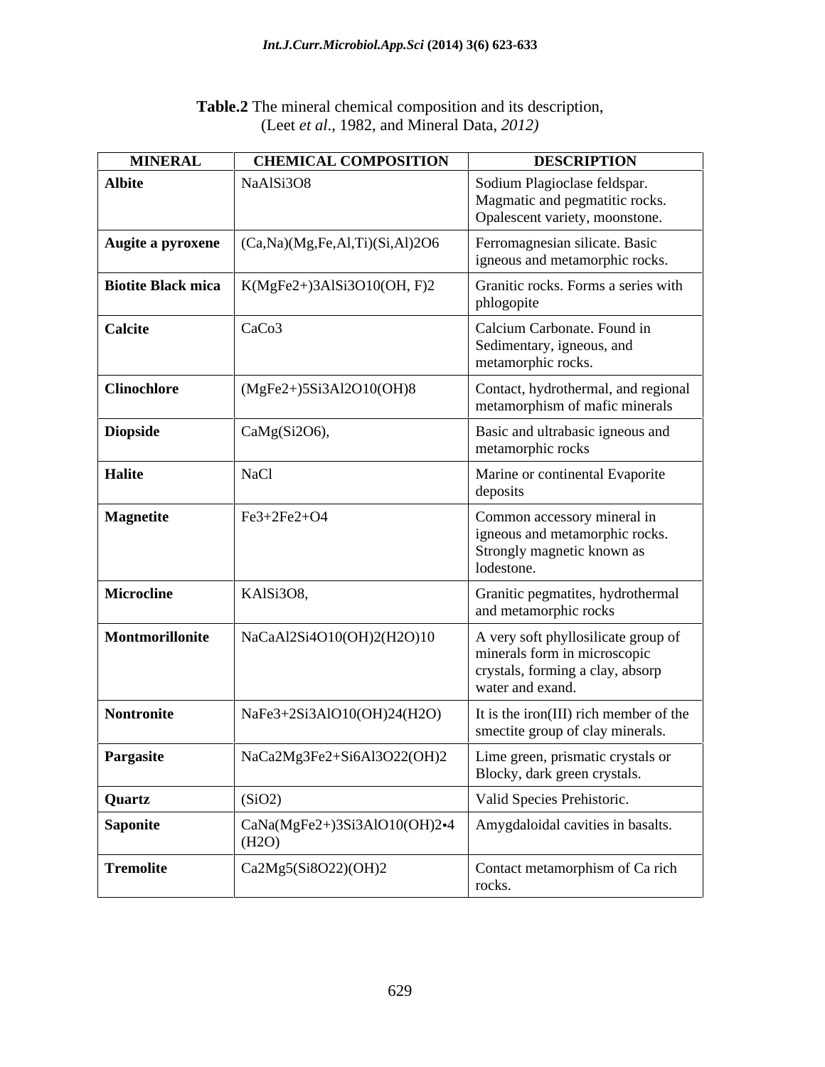**Table.2** The mineral chemical composition and its description, (Leet *et al*., 1982, and Mineral Data, *2012)*

| MINERAL | CHEMICAL COMPOSITION | DESCRIPTION |
|---|---|---|
| **Albite** | NaAlSi3O8 | Sodium Plagioclase feldspar. Magmatic and pegmatitic rocks. Opalescent variety, moonstone. |
| **Augite a pyroxene** | (Ca,Na)(Mg,Fe,Al,Ti)(Si,Al)2O6 | Ferromagnesian silicate. Basic igneous and metamorphic rocks. |
| **Biotite Black mica** | K(MgFe2+)3AlSi3O10(OH, F)2 | Granitic rocks. Forms a series with phlogopite |
| **Calcite** | CaCo3 | Calcium Carbonate. Found in Sedimentary, igneous, and metamorphic rocks. |
| **Clinochlore** | (MgFe2+)5Si3Al2O10(OH)8 | Contact, hydrothermal, and regional metamorphism of mafic minerals |
| **Diopside** | CaMg(Si2O6), | Basic and ultrabasic igneous and metamorphic rocks |
| **Halite** | NaCl | Marine or continental Evaporite deposits |
| **Magnetite** | Fe3+2Fe2+O4 | Common accessory mineral in igneous and metamorphic rocks. Strongly magnetic known as lodestone. |
| **Microcline** | KAlSi3O8, | Granitic pegmatites, hydrothermal and metamorphic rocks |
| **Montmorillonite** | NaCaAl2Si4O10(OH)2(H2O)10 | A very soft phyllosilicate group of minerals form in microscopic crystals, forming a clay, absorp water and exand. |
| **Nontronite** | NaFe3+2Si3AlO10(OH)24(H2O) | It is the iron(III) rich member of the smectite group of clay minerals. |
| **Pargasite** | NaCa2Mg3Fe2+Si6Al3O22(OH)2 | Lime green, prismatic crystals or Blocky, dark green crystals. |
| **Quartz** | (SiO2) | Valid Species Prehistoric. |
| **Saponite** | CaNa(MgFe2+)3Si3AlO10(OH)2•4 (H2O) | Amygdaloidal cavities in basalts. |
| **Tremolite** | Ca2Mg5(Si8O22)(OH)2 | Contact metamorphism of Ca rich rocks. |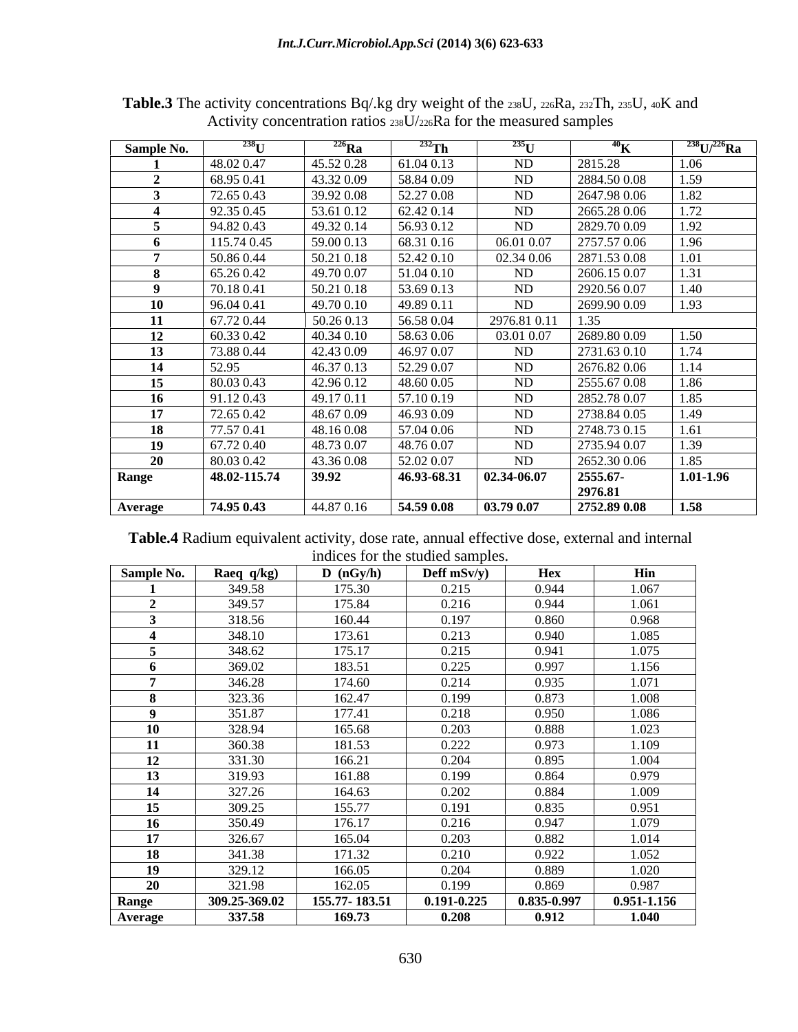**Table.3** The activity concentrations Bq/.kg dry weight of the $^{238}U$, $^{226}Ra$, $^{232}Th$, $^{235}U$, $^{40}K$ and Activity concentration ratios $^{238}U/^{226}Ra$ for the measured samples

| Sample No. | $^{238}U$ | $^{226}Ra$ | $^{232}Th$ | $^{235}U$ | $^{40}K$ | $^{238}U/^{226}Ra$ |
|---|---|---|---|---|---|---|
| 1 | 48.02 0.47 | 45.52 0.28 | 61.04 0.13 | ND | 2815.28 | 1.06 |
| 2 | 68.95 0.41 | 43.32 0.09 | 58.84 0.09 | ND | 2884.50 0.08 | 1.59 |
| 3 | 72.65 0.43 | 39.92 0.08 | 52.27 0.08 | ND | 2647.98 0.06 | 1.82 |
| 4 | 92.35 0.45 | 53.61 0.12 | 62.42 0.14 | ND | 2665.28 0.06 | 1.72 |
| 5 | 94.82 0.43 | 49.32 0.14 | 56.93 0.12 | ND | 2829.70 0.09 | 1.92 |
| 6 | 115.74 0.45 | 59.00 0.13 | 68.31 0.16 | 06.01 0.07 | 2757.57 0.06 | 1.96 |
| 7 | 50.86 0.44 | 50.21 0.18 | 52.42 0.10 | 02.34 0.06 | 2871.53 0.08 | 1.01 |
| 8 | 65.26 0.42 | 49.70 0.07 | 51.04 0.10 | ND | 2606.15 0.07 | 1.31 |
| 9 | 70.18 0.41 | 50.21 0.18 | 53.69 0.13 | ND | 2920.56 0.07 | 1.40 |
| 10 | 96.04 0.41 | 49.70 0.10 | 49.89 0.11 | ND | 2699.90 0.09 | 1.93 |
| 11 | 67.72 0.44 | 50.26 0.13 | 56.58 0.04 | 2976.81 0.11 | 1.35 | |
| 12 | 60.33 0.42 | 40.34 0.10 | 58.63 0.06 | 03.01 0.07 | 2689.80 0.09 | 1.50 |
| 13 | 73.88 0.44 | 42.43 0.09 | 46.97 0.07 | ND | 2731.63 0.10 | 1.74 |
| 14 | 52.95 | 46.37 0.13 | 52.29 0.07 | ND | 2676.82 0.06 | 1.14 |
| 15 | 80.03 0.43 | 42.96 0.12 | 48.60 0.05 | ND | 2555.67 0.08 | 1.86 |
| 16 | 91.12 0.43 | 49.17 0.11 | 57.10 0.19 | ND | 2852.78 0.07 | 1.85 |
| 17 | 72.65 0.42 | 48.67 0.09 | 46.93 0.09 | ND | 2738.84 0.05 | 1.49 |
| 18 | 77.57 0.41 | 48.16 0.08 | 57.04 0.06 | ND | 2748.73 0.15 | 1.61 |
| 19 | 67.72 0.40 | 48.73 0.07 | 48.76 0.07 | ND | 2735.94 0.07 | 1.39 |
| 20 | 80.03 0.42 | 43.36 0.08 | 52.02 0.07 | ND | 2652.30 0.06 | 1.85 |
| **Range** | **48.02-115.74** | **39.92** | **46.93-68.31** | **02.34-06.07** | **2555.67-2976.81** | **1.01-1.96** |
| **Average** | **74.95 0.43** | 44.87 0.16 | **54.59 0.08** | **03.79 0.07** | **2752.89 0.08** | **1.58** |

**Table.4** Radium equivalent activity, dose rate, annual effective dose, external and internal indices for the studied samples.

| Sample No. | Raeq q/kg) | D (nGy/h) | Deff mSv/y) | Hex | Hin |
|---|---|---|---|---|---|
| 1 | 349.58 | 175.30 | 0.215 | 0.944 | 1.067 |
| 2 | 349.57 | 175.84 | 0.216 | 0.944 | 1.061 |
| 3 | 318.56 | 160.44 | 0.197 | 0.860 | 0.968 |
| 4 | 348.10 | 173.61 | 0.213 | 0.940 | 1.085 |
| 5 | 348.62 | 175.17 | 0.215 | 0.941 | 1.075 |
| 6 | 369.02 | 183.51 | 0.225 | 0.997 | 1.156 |
| 7 | 346.28 | 174.60 | 0.214 | 0.935 | 1.071 |
| 8 | 323.36 | 162.47 | 0.199 | 0.873 | 1.008 |
| 9 | 351.87 | 177.41 | 0.218 | 0.950 | 1.086 |
| 10 | 328.94 | 165.68 | 0.203 | 0.888 | 1.023 |
| 11 | 360.38 | 181.53 | 0.222 | 0.973 | 1.109 |
| 12 | 331.30 | 166.21 | 0.204 | 0.895 | 1.004 |
| 13 | 319.93 | 161.88 | 0.199 | 0.864 | 0.979 |
| 14 | 327.26 | 164.63 | 0.202 | 0.884 | 1.009 |
| 15 | 309.25 | 155.77 | 0.191 | 0.835 | 0.951 |
| 16 | 350.49 | 176.17 | 0.216 | 0.947 | 1.079 |
| 17 | 326.67 | 165.04 | 0.203 | 0.882 | 1.014 |
| 18 | 341.38 | 171.32 | 0.210 | 0.922 | 1.052 |
| 19 | 329.12 | 166.05 | 0.204 | 0.889 | 1.020 |
| 20 | 321.98 | 162.05 | 0.199 | 0.869 | 0.987 |
| **Range** | **309.25-369.02** | **155.77- 183.51** | **0.191-0.225** | **0.835-0.997** | **0.951-1.156** |
| **Average** | **337.58** | **169.73** | **0.208** | **0.912** | **1.040** |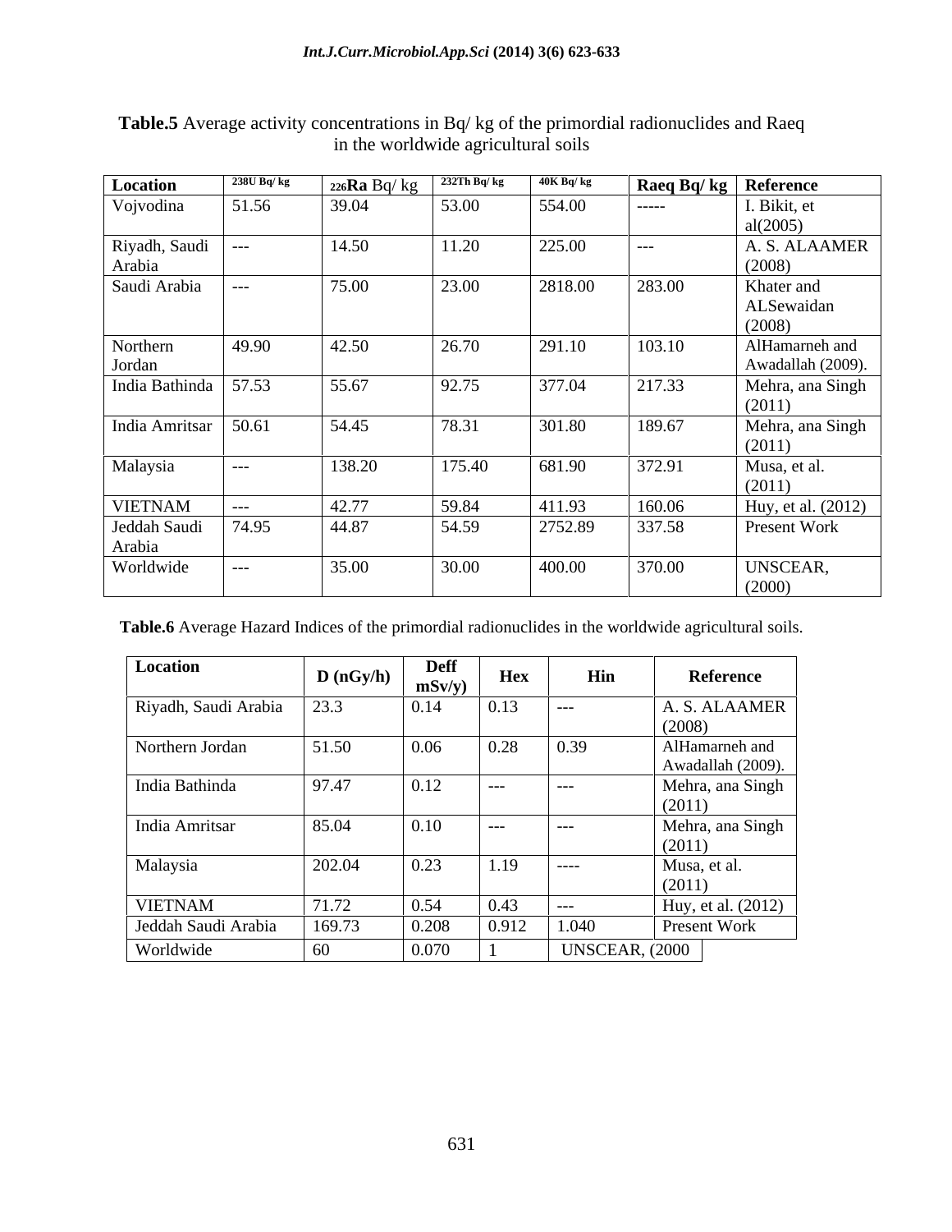**Table.5** Average activity concentrations in Bq/ kg of the primordial radionuclides and Raeq in the worldwide agricultural soils

| Location | 238U Bq/ kg | 226Ra Bq/ kg | 232Th Bq/ kg | 40K Bq/ kg | Raeq Bq/ kg | Reference |
|---|---|---|---|---|---|---|
| Vojvodina | 51.56 | 39.04 | 53.00 | 554.00 | ----- | I. Bikit, et al(2005) |
| Riyadh, Saudi Arabia | --- | 14.50 | 11.20 | 225.00 | --- | A. S. ALAAMER (2008) |
| Saudi Arabia | --- | 75.00 | 23.00 | 2818.00 | 283.00 | Khater and ALSewaidan (2008) |
| Northern Jordan | 49.90 | 42.50 | 26.70 | 291.10 | 103.10 | AlHamarneh and Awadallah (2009). |
| India Bathinda | 57.53 | 55.67 | 92.75 | 377.04 | 217.33 | Mehra, ana Singh (2011) |
| India Amritsar | 50.61 | 54.45 | 78.31 | 301.80 | 189.67 | Mehra, ana Singh (2011) |
| Malaysia | --- | 138.20 | 175.40 | 681.90 | 372.91 | Musa, et al. (2011) |
| VIETNAM | --- | 42.77 | 59.84 | 411.93 | 160.06 | Huy, et al. (2012) |
| Jeddah Saudi Arabia | 74.95 | 44.87 | 54.59 | 2752.89 | 337.58 | Present Work |
| Worldwide | --- | 35.00 | 30.00 | 400.00 | 370.00 | UNSCEAR, (2000) |

**Table.6** Average Hazard Indices of the primordial radionuclides in the worldwide agricultural soils.

| Location | D (nGy/h) | Deff mSv/y) | Hex | Hin | Reference |
|---|---|---|---|---|---|
| Riyadh, Saudi Arabia | 23.3 | 0.14 | 0.13 | --- | A. S. ALAAMER (2008) |
| Northern Jordan | 51.50 | 0.06 | 0.28 | 0.39 | AlHamarneh and Awadallah (2009). |
| India Bathinda | 97.47 | 0.12 | --- | --- | Mehra, ana Singh (2011) |
| India Amritsar | 85.04 | 0.10 | --- | --- | Mehra, ana Singh (2011) |
| Malaysia | 202.04 | 0.23 | 1.19 | ---- | Musa, et al. (2011) |
| VIETNAM | 71.72 | 0.54 | 0.43 | --- | Huy, et al. (2012) |
| Jeddah Saudi Arabia | 169.73 | 0.208 | 0.912 | 1.040 | Present Work |
| Worldwide | 60 | 0.070 | 1 | UNSCEAR, (2000 | |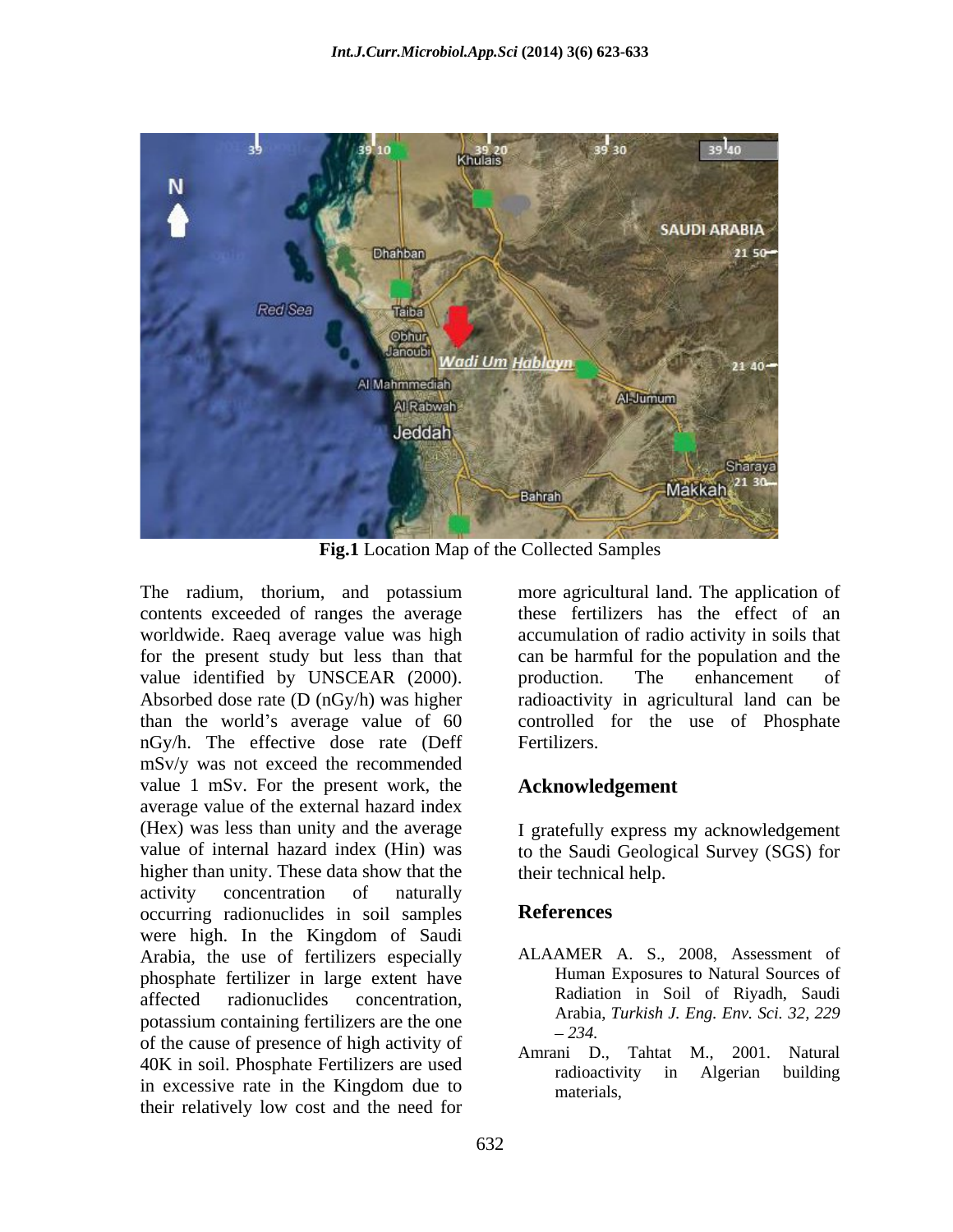**Fig.1** Location Map of the Collected Samples

The radium, thorium, and potassium contents exceeded of ranges the average worldwide. Raeq average value was high for the present study but less than that value identified by UNSCEAR (2000). Absorbed dose rate (D (nGy/h) was higher than the world's average value of 60 nGy/h. The effective dose rate (Deff mSv/y was not exceed the recommended value 1 mSv. For the present work, the average value of the external hazard index (Hex) was less than unity and the average value of internal hazard index (Hin) was higher than unity. These data show that the activity concentration of naturally occurring radionuclides in soil samples were high. In the Kingdom of Saudi Arabia, the use of fertilizers especially phosphate fertilizer in large extent have affected radionuclides concentration, potassium containing fertilizers are the one of the cause of presence of high activity of 40K in soil. Phosphate Fertilizers are used in excessive rate in the Kingdom due to their relatively low cost and the need for more agricultural land. The application of these fertilizers has the effect of an accumulation of radio activity in soils that can be harmful for the population and the production. The enhancement of radioactivity in agricultural land can be controlled for the use of Phosphate Fertilizers.

## Acknowledgement

I gratefully express my acknowledgement to the Saudi Geological Survey (SGS) for their technical help.

## References

ALAAMER A. S., 2008, Assessment of Human Exposures to Natural Sources of Radiation in Soil of Riyadh, Saudi Arabia, *Turkish J. Eng. Env. Sci. 32, 229 – 234.*

Amrani D., Tahtat M., 2001. Natural radioactivity in Algerian building materials,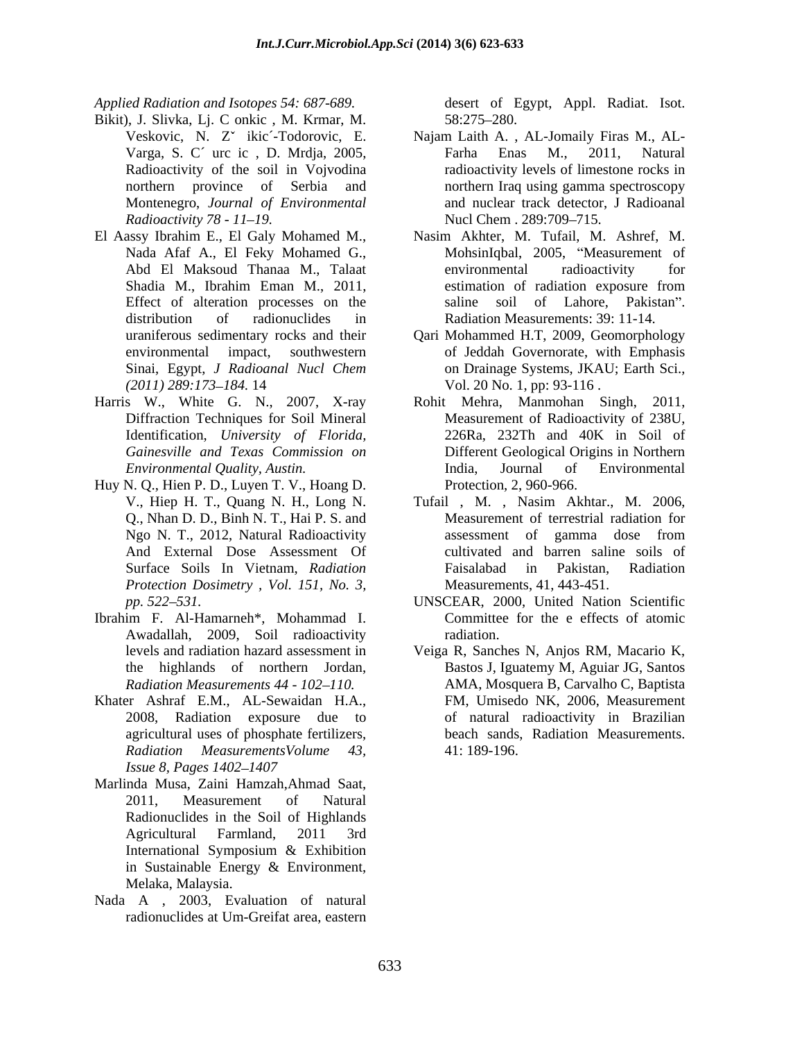*Applied Radiation and Isotopes 54: 687-689.*

Bikit), J. Slivka, Lj. C onkic , M. Krmar, M. Veskovic, N. Zˇ ikic´-Todorovic, E. Varga, S. C´ urc ic , D. Mrdja, 2005, Radioactivity of the soil in Vojvodina northern province of Serbia and Montenegro, *Journal of Environmental Radioactivity 78 - 11–19.*

El Aassy Ibrahim E., El Galy Mohamed M., Nada Afaf A., El Feky Mohamed G., Abd El Maksoud Thanaa M., Talaat Shadia M., Ibrahim Eman M., 2011, Effect of alteration processes on the distribution of radionuclides in uraniferous sedimentary rocks and their environmental impact, southwestern Sinai, Egypt, *J Radioanal Nucl Chem (2011) 289:173–184.* 14

Harris W., White G. N., 2007, X-ray Diffraction Techniques for Soil Mineral Identification, *University of Florida, Gainesville and Texas Commission on Environmental Quality, Austin.*

Huy N. Q., Hien P. D., Luyen T. V., Hoang D. V., Hiep H. T., Quang N. H., Long N. Q., Nhan D. D., Binh N. T., Hai P. S. and Ngo N. T., 2012, Natural Radioactivity And External Dose Assessment Of Surface Soils In Vietnam, *Radiation Protection Dosimetry , Vol. 151, No. 3, pp. 522–531.*

Ibrahim F. Al-Hamarneh*, Mohammad I. Awadallah, 2009, Soil radioactivity levels and radiation hazard assessment in the highlands of northern Jordan, *Radiation Measurements 44 - 102–110.*

Khater Ashraf E.M., AL-Sewaidan H.A., 2008, Radiation exposure due to agricultural uses of phosphate fertilizers, *Radiation MeasurementsVolume 43, Issue 8, Pages 1402–1407*

Marlinda Musa, Zaini Hamzah,Ahmad Saat, 2011, Measurement of Natural Radionuclides in the Soil of Highlands Agricultural Farmland, 2011 3rd International Symposium & Exhibition in Sustainable Energy & Environment, Melaka, Malaysia.

Nada A , 2003, Evaluation of natural radionuclides at Um-Greifat area, eastern desert of Egypt, Appl. Radiat. Isot. 58:275–280.

Najam Laith A. , AL-Jomaily Firas M., AL-Farha Enas M., 2011, Natural radioactivity levels of limestone rocks in northern Iraq using gamma spectroscopy and nuclear track detector, J Radioanal Nucl Chem . 289:709–715.

Nasim Akhter, M. Tufail, M. Ashref, M. MohsinIqbal, 2005, "Measurement of environmental radioactivity for estimation of radiation exposure from saline soil of Lahore, Pakistan". Radiation Measurements: 39: 11-14.

Qari Mohammed H.T, 2009, Geomorphology of Jeddah Governorate, with Emphasis on Drainage Systems, JKAU; Earth Sci., Vol. 20 No. 1, pp: 93-116 .

Rohit Mehra, Manmohan Singh, 2011, Measurement of Radioactivity of 238U, 226Ra, 232Th and 40K in Soil of Different Geological Origins in Northern India, Journal of Environmental Protection, 2, 960-966.

Tufail , M. , Nasim Akhtar., M. 2006, Measurement of terrestrial radiation for assessment of gamma dose from cultivated and barren saline soils of Faisalabad in Pakistan, Radiation Measurements, 41, 443-451.

UNSCEAR, 2000, United Nation Scientific Committee for the e effects of atomic radiation.

Veiga R, Sanches N, Anjos RM, Macario K, Bastos J, Iguatemy M, Aguiar JG, Santos AMA, Mosquera B, Carvalho C, Baptista FM, Umisedo NK, 2006, Measurement of natural radioactivity in Brazilian beach sands, Radiation Measurements. 41: 189-196.